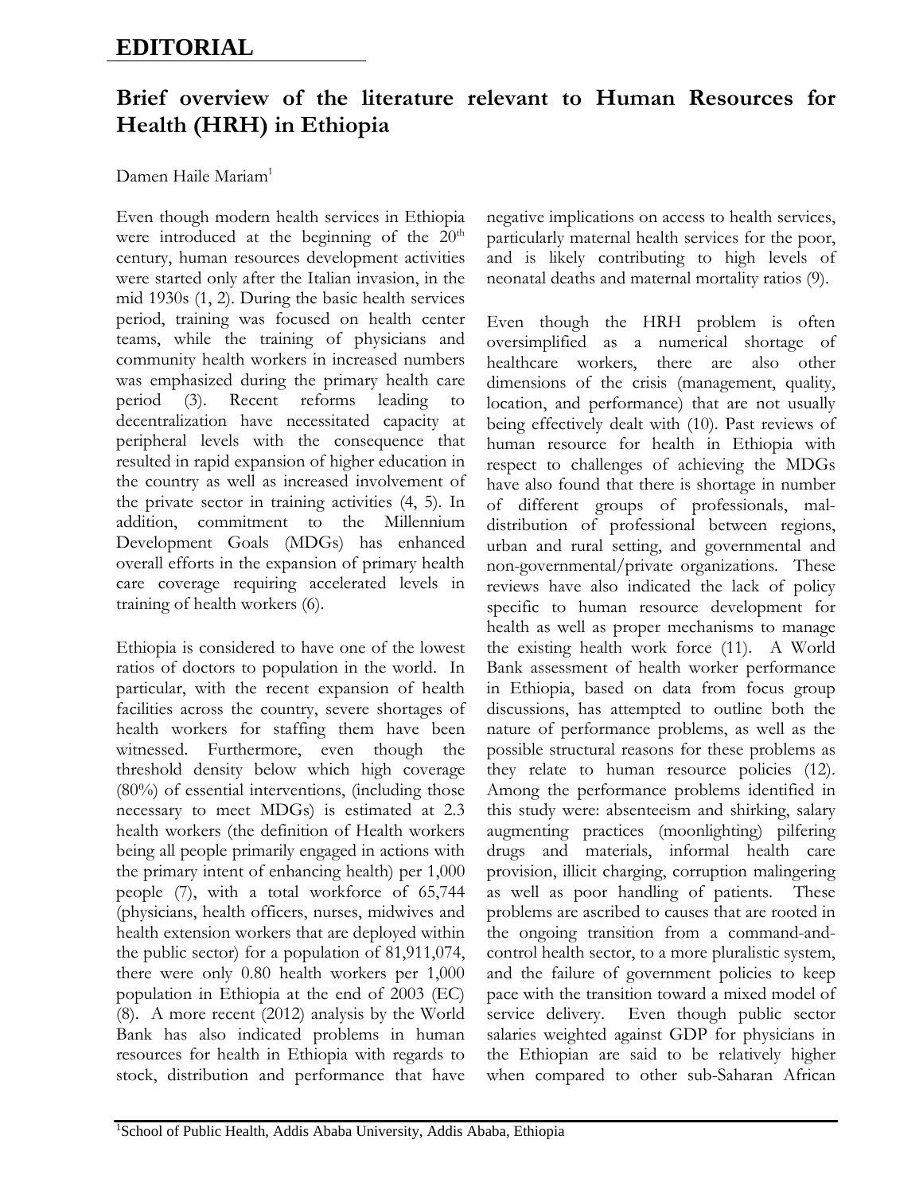# EDITORIAL

## Brief overview of the literature relevant to Human Resources for Health (HRH) in Ethiopia

Damen Haile Mariam[1]

Even though modern health services in Ethiopia were introduced at the beginning of the 20th century, human resources development activities were started only after the Italian invasion, in the mid 1930s (1, 2). During the basic health services period, training was focused on health center teams, while the training of physicians and community health workers in increased numbers was emphasized during the primary health care period (3). Recent reforms leading to decentralization have necessitated capacity at peripheral levels with the consequence that resulted in rapid expansion of higher education in the country as well as increased involvement of the private sector in training activities (4, 5). In addition, commitment to the Millennium Development Goals (MDGs) has enhanced overall efforts in the expansion of primary health care coverage requiring accelerated levels in training of health workers (6).

Ethiopia is considered to have one of the lowest ratios of doctors to population in the world. In particular, with the recent expansion of health facilities across the country, severe shortages of health workers for staffing them have been witnessed. Furthermore, even though the threshold density below which high coverage (80%) of essential interventions, (including those necessary to meet MDGs) is estimated at 2.3 health workers (the definition of Health workers being all people primarily engaged in actions with the primary intent of enhancing health) per 1,000 people (7), with a total workforce of 65,744 (physicians, health officers, nurses, midwives and health extension workers that are deployed within the public sector) for a population of 81,911,074, there were only 0.80 health workers per 1,000 population in Ethiopia at the end of 2003 (EC) (8). A more recent (2012) analysis by the World Bank has also indicated problems in human resources for health in Ethiopia with regards to stock, distribution and performance that have negative implications on access to health services, particularly maternal health services for the poor, and is likely contributing to high levels of neonatal deaths and maternal mortality ratios (9).

Even though the HRH problem is often oversimplified as a numerical shortage of healthcare workers, there are also other dimensions of the crisis (management, quality, location, and performance) that are not usually being effectively dealt with (10). Past reviews of human resource for health in Ethiopia with respect to challenges of achieving the MDGs have also found that there is shortage in number of different groups of professionals, mal-distribution of professional between regions, urban and rural setting, and governmental and non-governmental/private organizations. These reviews have also indicated the lack of policy specific to human resource development for health as well as proper mechanisms to manage the existing health work force (11). A World Bank assessment of health worker performance in Ethiopia, based on data from focus group discussions, has attempted to outline both the nature of performance problems, as well as the possible structural reasons for these problems as they relate to human resource policies (12). Among the performance problems identified in this study were: absenteeism and shirking, salary augmenting practices (moonlighting) pilfering drugs and materials, informal health care provision, illicit charging, corruption malingering as well as poor handling of patients. These problems are ascribed to causes that are rooted in the ongoing transition from a command-and-control health sector, to a more pluralistic system, and the failure of government policies to keep pace with the transition toward a mixed model of service delivery. Even though public sector salaries weighted against GDP for physicians in the Ethiopian are said to be relatively higher when compared to other sub-Saharan African

[1]School of Public Health, Addis Ababa University, Addis Ababa, Ethiopia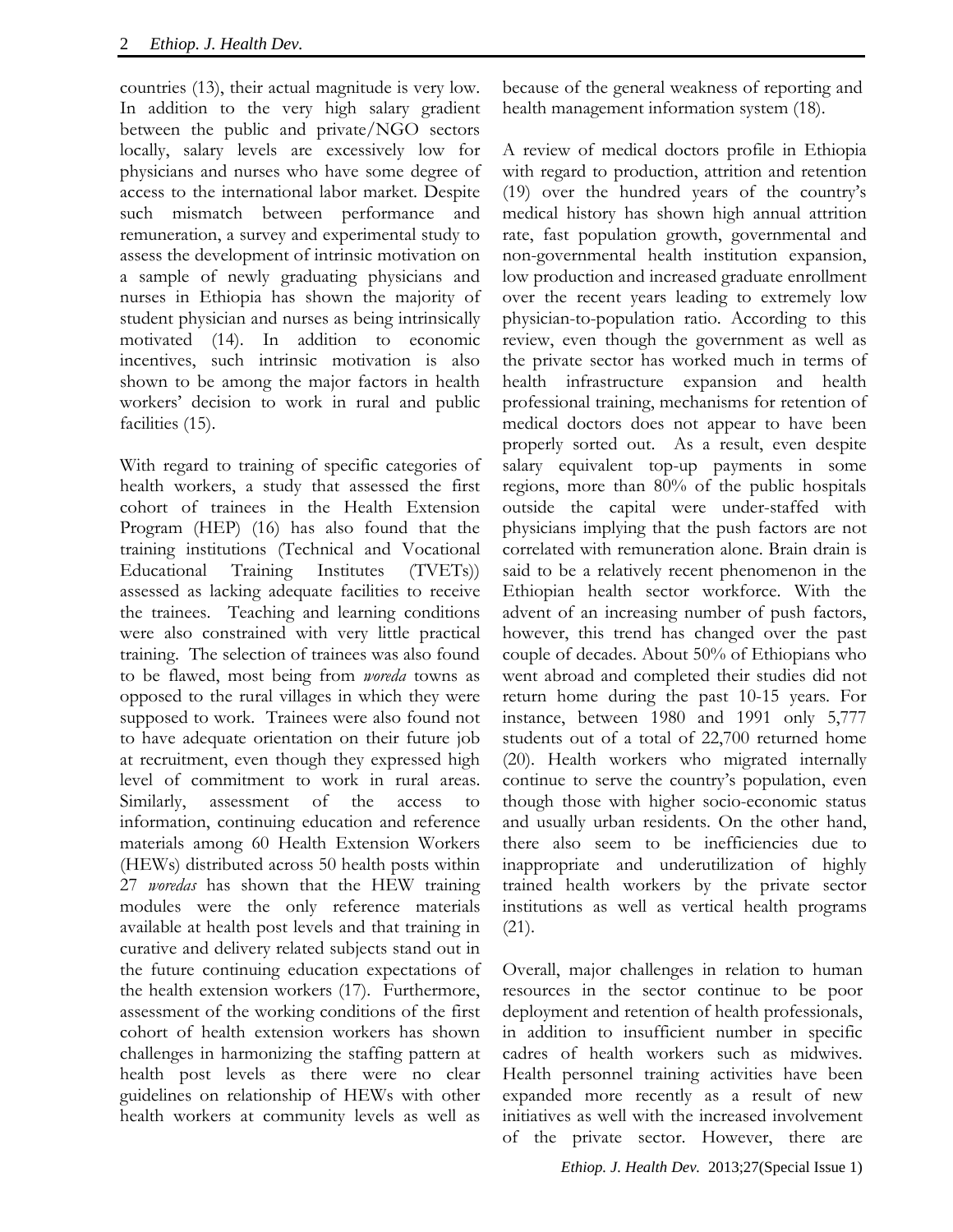countries (13), their actual magnitude is very low. In addition to the very high salary gradient between the public and private/NGO sectors locally, salary levels are excessively low for physicians and nurses who have some degree of access to the international labor market. Despite such mismatch between performance and remuneration, a survey and experimental study to assess the development of intrinsic motivation on a sample of newly graduating physicians and nurses in Ethiopia has shown the majority of student physician and nurses as being intrinsically motivated (14). In addition to economic incentives, such intrinsic motivation is also shown to be among the major factors in health workers' decision to work in rural and public facilities (15).

With regard to training of specific categories of health workers, a study that assessed the first cohort of trainees in the Health Extension Program (HEP) (16) has also found that the training institutions (Technical and Vocational Educational Training Institutes (TVETs)) assessed as lacking adequate facilities to receive the trainees. Teaching and learning conditions were also constrained with very little practical training. The selection of trainees was also found to be flawed, most being from *woreda* towns as opposed to the rural villages in which they were supposed to work. Trainees were also found not to have adequate orientation on their future job at recruitment, even though they expressed high level of commitment to work in rural areas. Similarly, assessment of the access to information, continuing education and reference materials among 60 Health Extension Workers (HEWs) distributed across 50 health posts within 27 *woredas* has shown that the HEW training modules were the only reference materials available at health post levels and that training in curative and delivery related subjects stand out in the future continuing education expectations of the health extension workers (17). Furthermore, assessment of the working conditions of the first cohort of health extension workers has shown challenges in harmonizing the staffing pattern at health post levels as there were no clear guidelines on relationship of HEWs with other health workers at community levels as well as because of the general weakness of reporting and health management information system (18).

A review of medical doctors profile in Ethiopia with regard to production, attrition and retention (19) over the hundred years of the country's medical history has shown high annual attrition rate, fast population growth, governmental and non-governmental health institution expansion, low production and increased graduate enrollment over the recent years leading to extremely low physician-to-population ratio. According to this review, even though the government as well as the private sector has worked much in terms of health infrastructure expansion and health professional training, mechanisms for retention of medical doctors does not appear to have been properly sorted out. As a result, even despite salary equivalent top-up payments in some regions, more than 80% of the public hospitals outside the capital were under-staffed with physicians implying that the push factors are not correlated with remuneration alone. Brain drain is said to be a relatively recent phenomenon in the Ethiopian health sector workforce. With the advent of an increasing number of push factors, however, this trend has changed over the past couple of decades. About 50% of Ethiopians who went abroad and completed their studies did not return home during the past 10-15 years. For instance, between 1980 and 1991 only 5,777 students out of a total of 22,700 returned home (20). Health workers who migrated internally continue to serve the country's population, even though those with higher socio-economic status and usually urban residents. On the other hand, there also seem to be inefficiencies due to inappropriate and underutilization of highly trained health workers by the private sector institutions as well as vertical health programs (21).

Overall, major challenges in relation to human resources in the sector continue to be poor deployment and retention of health professionals, in addition to insufficient number in specific cadres of health workers such as midwives. Health personnel training activities have been expanded more recently as a result of new initiatives as well with the increased involvement of the private sector. However, there are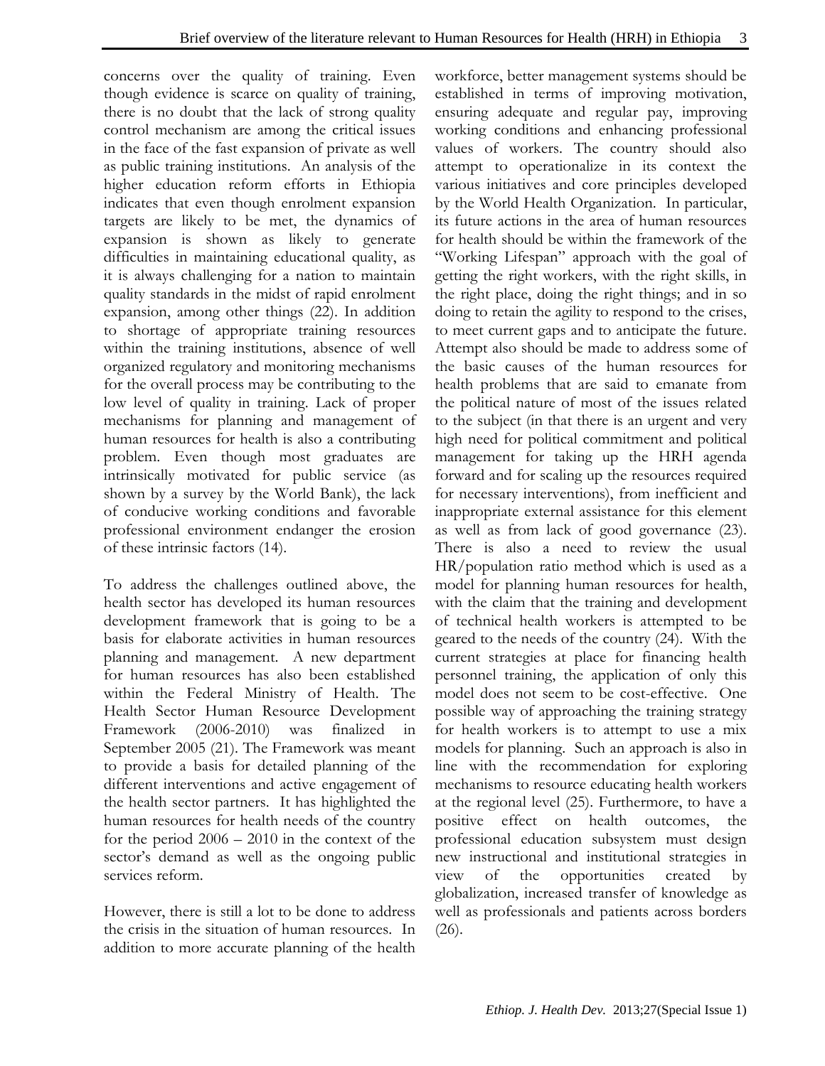concerns over the quality of training. Even though evidence is scarce on quality of training, there is no doubt that the lack of strong quality control mechanism are among the critical issues in the face of the fast expansion of private as well as public training institutions. An analysis of the higher education reform efforts in Ethiopia indicates that even though enrolment expansion targets are likely to be met, the dynamics of expansion is shown as likely to generate difficulties in maintaining educational quality, as it is always challenging for a nation to maintain quality standards in the midst of rapid enrolment expansion, among other things (22). In addition to shortage of appropriate training resources within the training institutions, absence of well organized regulatory and monitoring mechanisms for the overall process may be contributing to the low level of quality in training. Lack of proper mechanisms for planning and management of human resources for health is also a contributing problem. Even though most graduates are intrinsically motivated for public service (as shown by a survey by the World Bank), the lack of conducive working conditions and favorable professional environment endanger the erosion of these intrinsic factors (14).

To address the challenges outlined above, the health sector has developed its human resources development framework that is going to be a basis for elaborate activities in human resources planning and management. A new department for human resources has also been established within the Federal Ministry of Health. The Health Sector Human Resource Development Framework (2006-2010) was finalized in September 2005 (21). The Framework was meant to provide a basis for detailed planning of the different interventions and active engagement of the health sector partners. It has highlighted the human resources for health needs of the country for the period 2006 – 2010 in the context of the sector's demand as well as the ongoing public services reform.

However, there is still a lot to be done to address the crisis in the situation of human resources. In addition to more accurate planning of the health workforce, better management systems should be established in terms of improving motivation, ensuring adequate and regular pay, improving working conditions and enhancing professional values of workers. The country should also attempt to operationalize in its context the various initiatives and core principles developed by the World Health Organization. In particular, its future actions in the area of human resources for health should be within the framework of the "Working Lifespan" approach with the goal of getting the right workers, with the right skills, in the right place, doing the right things; and in so doing to retain the agility to respond to the crises, to meet current gaps and to anticipate the future. Attempt also should be made to address some of the basic causes of the human resources for health problems that are said to emanate from the political nature of most of the issues related to the subject (in that there is an urgent and very high need for political commitment and political management for taking up the HRH agenda forward and for scaling up the resources required for necessary interventions), from inefficient and inappropriate external assistance for this element as well as from lack of good governance (23). There is also a need to review the usual HR/population ratio method which is used as a model for planning human resources for health, with the claim that the training and development of technical health workers is attempted to be geared to the needs of the country (24). With the current strategies at place for financing health personnel training, the application of only this model does not seem to be cost-effective. One possible way of approaching the training strategy for health workers is to attempt to use a mix models for planning. Such an approach is also in line with the recommendation for exploring mechanisms to resource educating health workers at the regional level (25). Furthermore, to have a positive effect on health outcomes, the professional education subsystem must design new instructional and institutional strategies in view of the opportunities created by globalization, increased transfer of knowledge as well as professionals and patients across borders (26).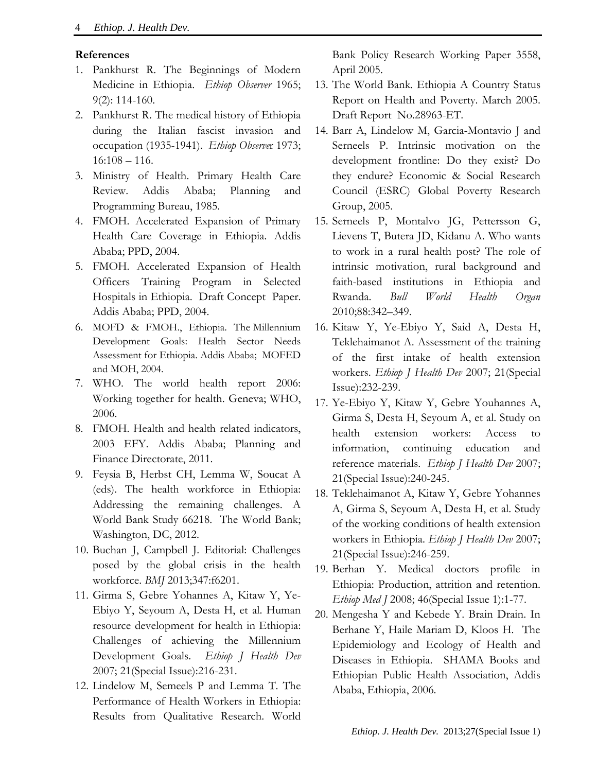## References

1. Pankhurst R. The Beginnings of Modern Medicine in Ethiopia. *Ethiop Observer* 1965; 9(2): 114-160.
2. Pankhurst R. The medical history of Ethiopia during the Italian fascist invasion and occupation (1935-1941). *Ethiop Observer* 1973; 16:108 – 116.
3. Ministry of Health. Primary Health Care Review. Addis Ababa; Planning and Programming Bureau, 1985.
4. FMOH. Accelerated Expansion of Primary Health Care Coverage in Ethiopia. Addis Ababa; PPD, 2004.
5. FMOH. Accelerated Expansion of Health Officers Training Program in Selected Hospitals in Ethiopia. Draft Concept Paper. Addis Ababa; PPD, 2004.
6. MOFD & FMOH., Ethiopia. The Millennium Development Goals: Health Sector Needs Assessment for Ethiopia. Addis Ababa; MOFED and MOH, 2004.
7. WHO. The world health report 2006: Working together for health. Geneva; WHO, 2006.
8. FMOH. Health and health related indicators, 2003 EFY. Addis Ababa; Planning and Finance Directorate, 2011.
9. Feysia B, Herbst CH, Lemma W, Soucat A (eds). The health workforce in Ethiopia: Addressing the remaining challenges. A World Bank Study 66218. The World Bank; Washington, DC, 2012.
10. Buchan J, Campbell J. Editorial: Challenges posed by the global crisis in the health workforce. *BMJ* 2013;347:f6201.
11. Girma S, Gebre Yohannes A, Kitaw Y, Ye-Ebiyo Y, Seyoum A, Desta H, et al. Human resource development for health in Ethiopia: Challenges of achieving the Millennium Development Goals. *Ethiop J Health Dev* 2007; 21(Special Issue):216-231.
12. Lindelow M, Semeels P and Lemma T. The Performance of Health Workers in Ethiopia: Results from Qualitative Research. World Bank Policy Research Working Paper 3558, April 2005.
13. The World Bank. Ethiopia A Country Status Report on Health and Poverty. March 2005. Draft Report No.28963-ET.
14. Barr A, Lindelow M, Garcia-Montavio J and Serneels P. Intrinsic motivation on the development frontline: Do they exist? Do they endure? Economic & Social Research Council (ESRC) Global Poverty Research Group, 2005.
15. Serneels P, Montalvo JG, Pettersson G, Lievens T, Butera JD, Kidanu A. Who wants to work in a rural health post? The role of intrinsic motivation, rural background and faith-based institutions in Ethiopia and Rwanda. *Bull World Health Organ* 2010;88:342–349.
16. Kitaw Y, Ye-Ebiyo Y, Said A, Desta H, Teklehaimanot A. Assessment of the training of the first intake of health extension workers. *Ethiop J Health Dev* 2007; 21(Special Issue):232-239.
17. Ye-Ebiyo Y, Kitaw Y, Gebre Youhannes A, Girma S, Desta H, Seyoum A, et al. Study on health extension workers: Access to information, continuing education and reference materials. *Ethiop J Health Dev* 2007; 21(Special Issue):240-245.
18. Teklehaimanot A, Kitaw Y, Gebre Yohannes A, Girma S, Seyoum A, Desta H, et al. Study of the working conditions of health extension workers in Ethiopia. *Ethiop J Health Dev* 2007; 21(Special Issue):246-259.
19. Berhan Y. Medical doctors profile in Ethiopia: Production, attrition and retention. *Ethiop Med J* 2008; 46(Special Issue 1):1-77.
20. Mengesha Y and Kebede Y. Brain Drain. In Berhane Y, Haile Mariam D, Kloos H. The Epidemiology and Ecology of Health and Diseases in Ethiopia. SHAMA Books and Ethiopian Public Health Association, Addis Ababa, Ethiopia, 2006.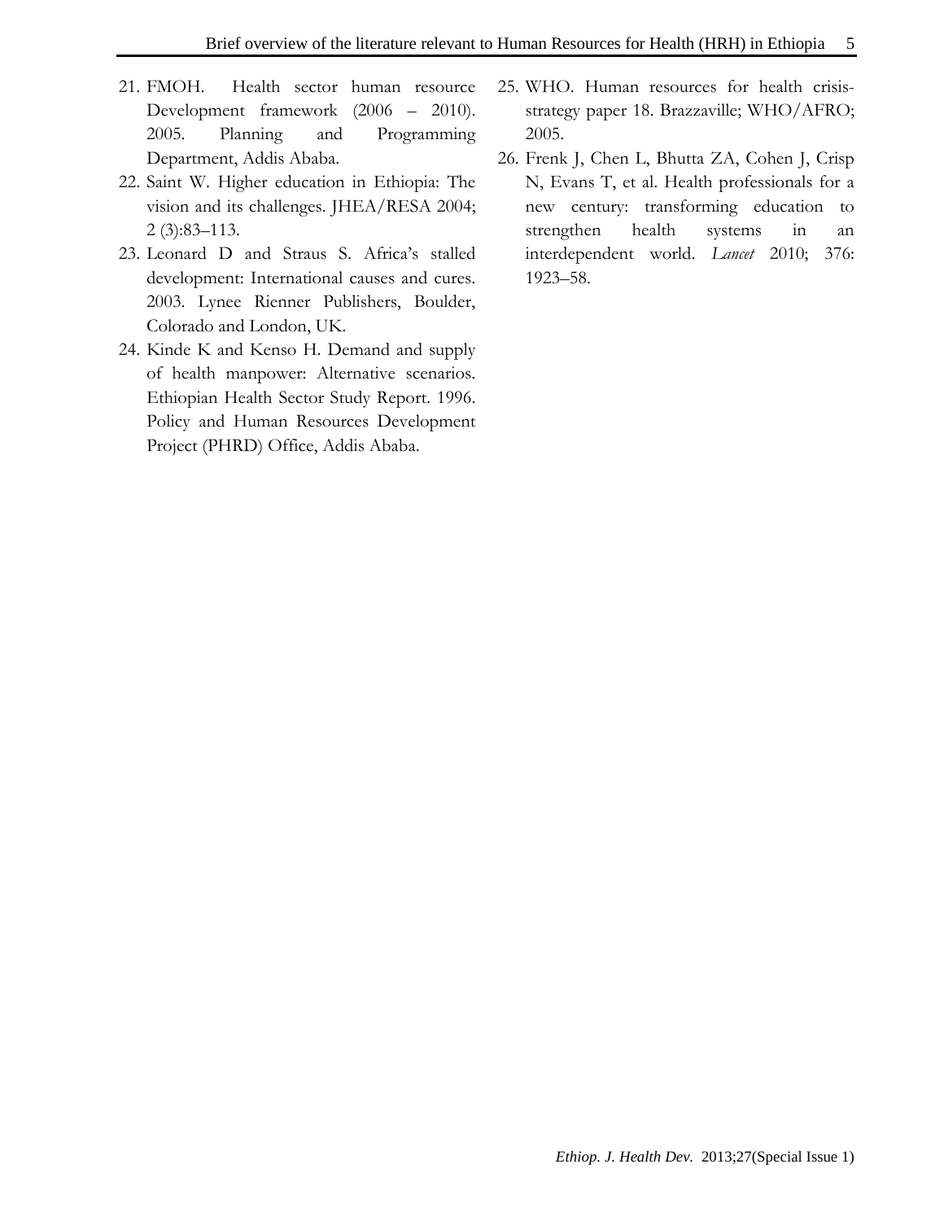21. FMOH. Health sector human resource Development framework (2006 – 2010). 2005. Planning and Programming Department, Addis Ababa.
22. Saint W. Higher education in Ethiopia: The vision and its challenges. JHEA/RESA 2004; 2 (3):83–113.
23. Leonard D and Straus S. Africa's stalled development: International causes and cures. 2003. Lynee Rienner Publishers, Boulder, Colorado and London, UK.
24. Kinde K and Kenso H. Demand and supply of health manpower: Alternative scenarios. Ethiopian Health Sector Study Report. 1996. Policy and Human Resources Development Project (PHRD) Office, Addis Ababa.
25. WHO. Human resources for health crisis-strategy paper 18. Brazzaville; WHO/AFRO; 2005.
26. Frenk J, Chen L, Bhutta ZA, Cohen J, Crisp N, Evans T, et al. Health professionals for a new century: transforming education to strengthen health systems in an interdependent world. *Lancet* 2010; 376: 1923–58.